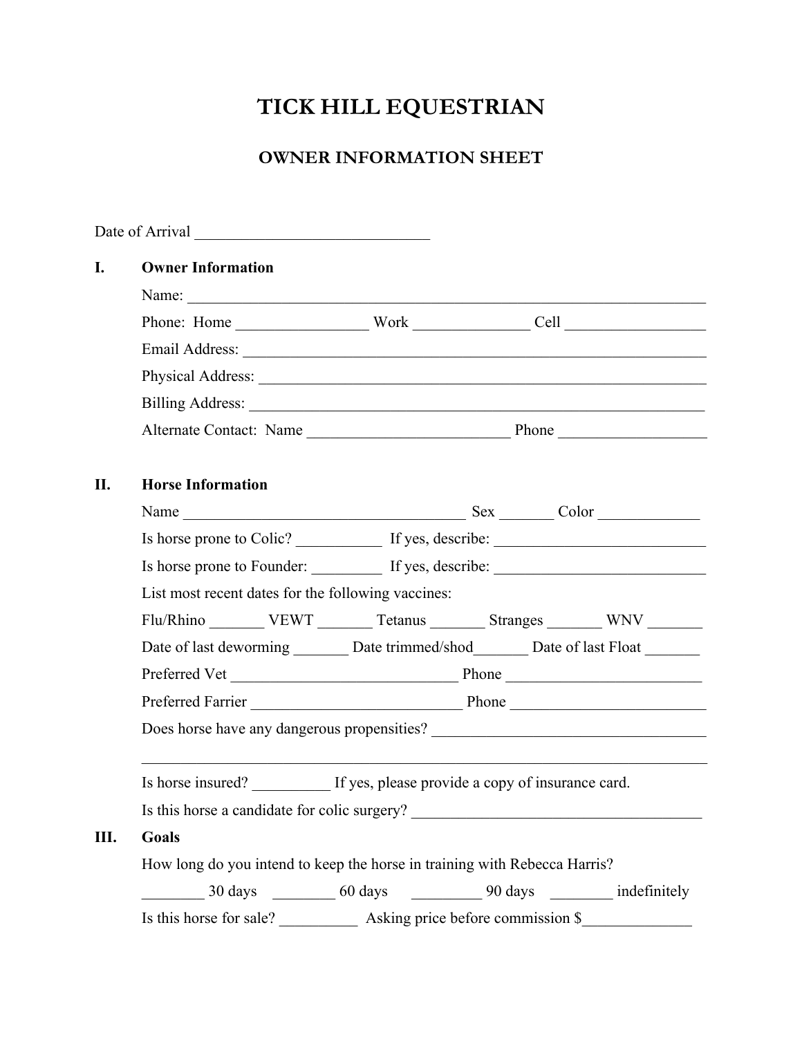# TICK HILL EQUESTRIAN

## OWNER INFORMATION SHEET

Date of Arrival ______________________________

**I. Owner Information**

Name: ____________________________________________________________________

Phone: Home _________________ Work _______________ Cell __________________

Email Address: _____________________________________________________________

Physical Address: ___________________________________________________________

Billing Address: ____________________________________________________________

Alternate Contact: Name __________________________ Phone ___________________

**II. Horse Information**

Name ____________________________________ Sex _______ Color _____________

Is horse prone to Colic? ___________ If yes, describe: ___________________________

Is horse prone to Founder: _________ If yes, describe: ___________________________

List most recent dates for the following vaccines:

Flu/Rhino _______ VEWT _______ Tetanus _______ Stranges _______ WNV _______

Date of last deworming _______ Date trimmed/shod_______ Date of last Float _______

Preferred Vet _____________________________ Phone _________________________

Preferred Farrier ___________________________ Phone _________________________

Does horse have any dangerous propensities? ___________________________________

_________________________________________________________________________

Is horse insured? __________ If yes, please provide a copy of insurance card.

Is this horse a candidate for colic surgery? _____________________________________

**III. Goals**

How long do you intend to keep the horse in training with Rebecca Harris?

________ 30 days ________ 60 days _________ 90 days ________ indefinitely

Is this horse for sale? __________ Asking price before commission $______________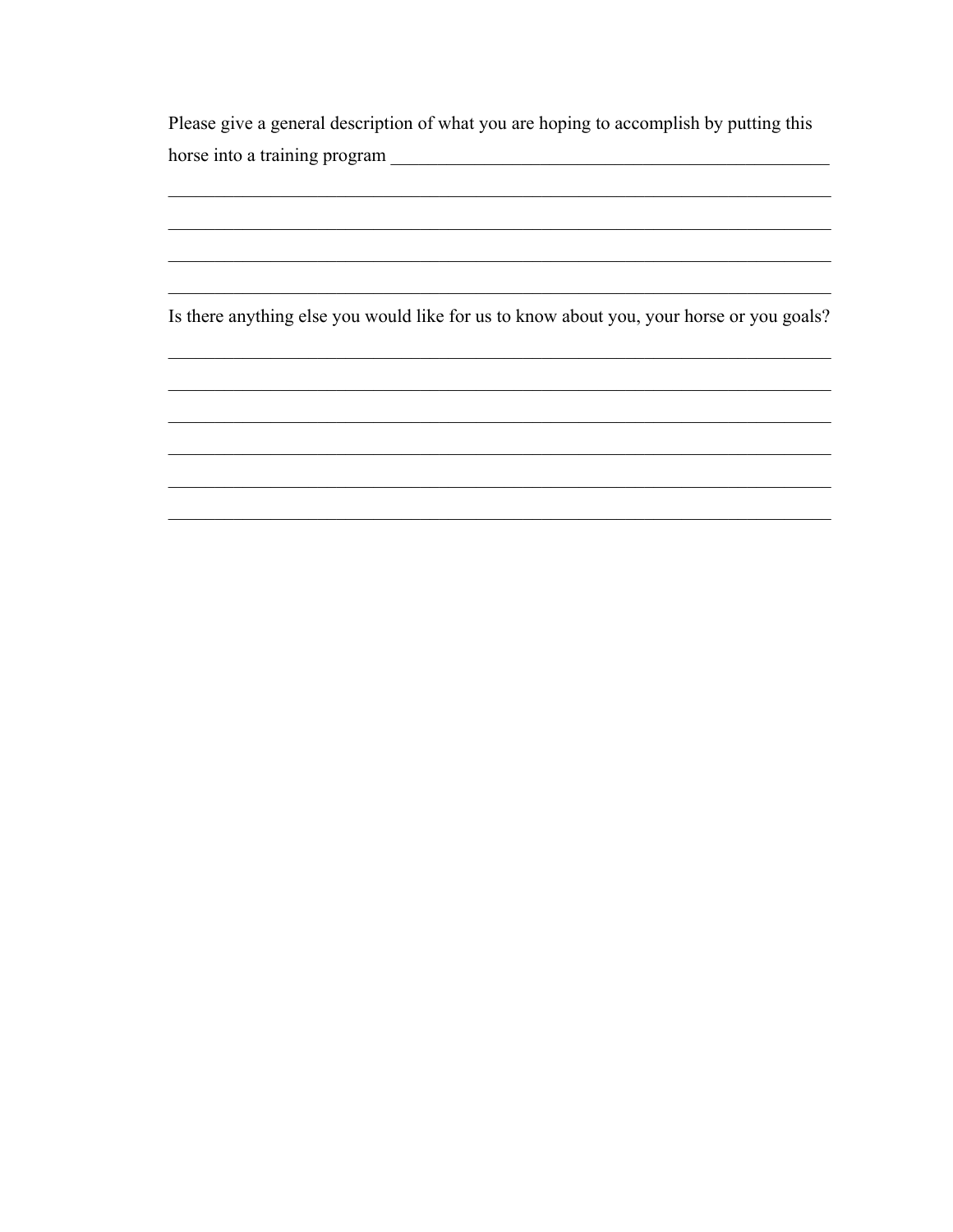Please give a general description of what you are hoping to accomplish by putting this horse into a training program ___________________________________________________

______________________________________________________________________________

______________________________________________________________________________

______________________________________________________________________________

______________________________________________________________________________

Is there anything else you would like for us to know about you, your horse or you goals?

______________________________________________________________________________

______________________________________________________________________________

______________________________________________________________________________

______________________________________________________________________________

______________________________________________________________________________

______________________________________________________________________________